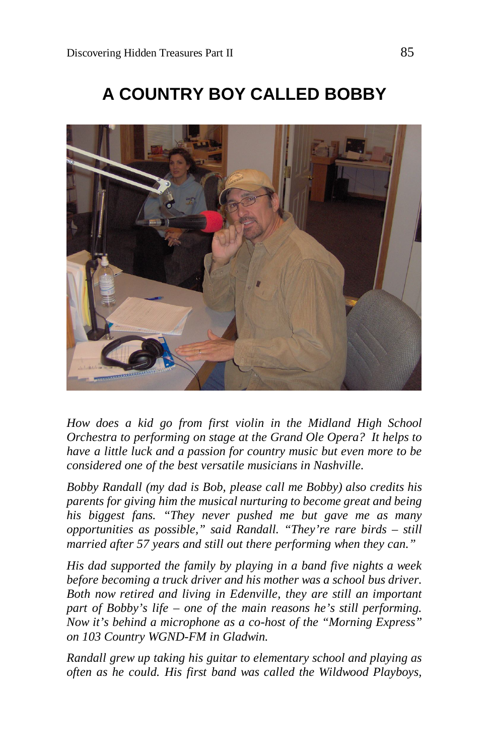# A COUNTRY BOY CALLED BOBBY

*How does a kid go from first violin in the Midland High School Orchestra to performing on stage at the Grand Ole Opera? It helps to have a little luck and a passion for country music but even more to be considered one of the best versatile musicians in Nashville.*

*Bobby Randall (my dad is Bob, please call me Bobby) also credits his parents for giving him the musical nurturing to become great and being his biggest fans. "They never pushed me but gave me as many opportunities as possible," said Randall. "They're rare birds – still married after 57 years and still out there performing when they can."*

*His dad supported the family by playing in a band five nights a week before becoming a truck driver and his mother was a school bus driver. Both now retired and living in Edenville, they are still an important part of Bobby's life – one of the main reasons he's still performing. Now it's behind a microphone as a co-host of the "Morning Express" on 103 Country WGND-FM in Gladwin.*

*Randall grew up taking his guitar to elementary school and playing as often as he could. His first band was called the Wildwood Playboys,*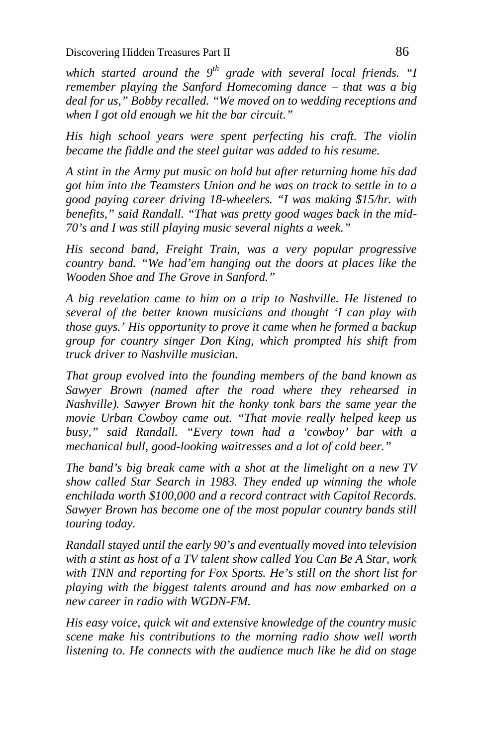*which started around the 9th grade with several local friends. "I remember playing the Sanford Homecoming dance – that was a big deal for us," Bobby recalled. "We moved on to wedding receptions and when I got old enough we hit the bar circuit."*

*His high school years were spent perfecting his craft. The violin became the fiddle and the steel guitar was added to his resume.*

*A stint in the Army put music on hold but after returning home his dad got him into the Teamsters Union and he was on track to settle in to a good paying career driving 18-wheelers. "I was making $15/hr. with benefits," said Randall. "That was pretty good wages back in the mid-70's and I was still playing music several nights a week."*

*His second band, Freight Train, was a very popular progressive country band. "We had'em hanging out the doors at places like the Wooden Shoe and The Grove in Sanford."*

*A big revelation came to him on a trip to Nashville. He listened to several of the better known musicians and thought 'I can play with those guys.' His opportunity to prove it came when he formed a backup group for country singer Don King, which prompted his shift from truck driver to Nashville musician.*

*That group evolved into the founding members of the band known as Sawyer Brown (named after the road where they rehearsed in Nashville). Sawyer Brown hit the honky tonk bars the same year the movie Urban Cowboy came out. "That movie really helped keep us busy," said Randall. "Every town had a 'cowboy' bar with a mechanical bull, good-looking waitresses and a lot of cold beer."*

*The band's big break came with a shot at the limelight on a new TV show called Star Search in 1983. They ended up winning the whole enchilada worth $100,000 and a record contract with Capitol Records. Sawyer Brown has become one of the most popular country bands still touring today.*

*Randall stayed until the early 90's and eventually moved into television with a stint as host of a TV talent show called You Can Be A Star, work with TNN and reporting for Fox Sports. He's still on the short list for playing with the biggest talents around and has now embarked on a new career in radio with WGDN-FM.*

*His easy voice, quick wit and extensive knowledge of the country music scene make his contributions to the morning radio show well worth listening to. He connects with the audience much like he did on stage*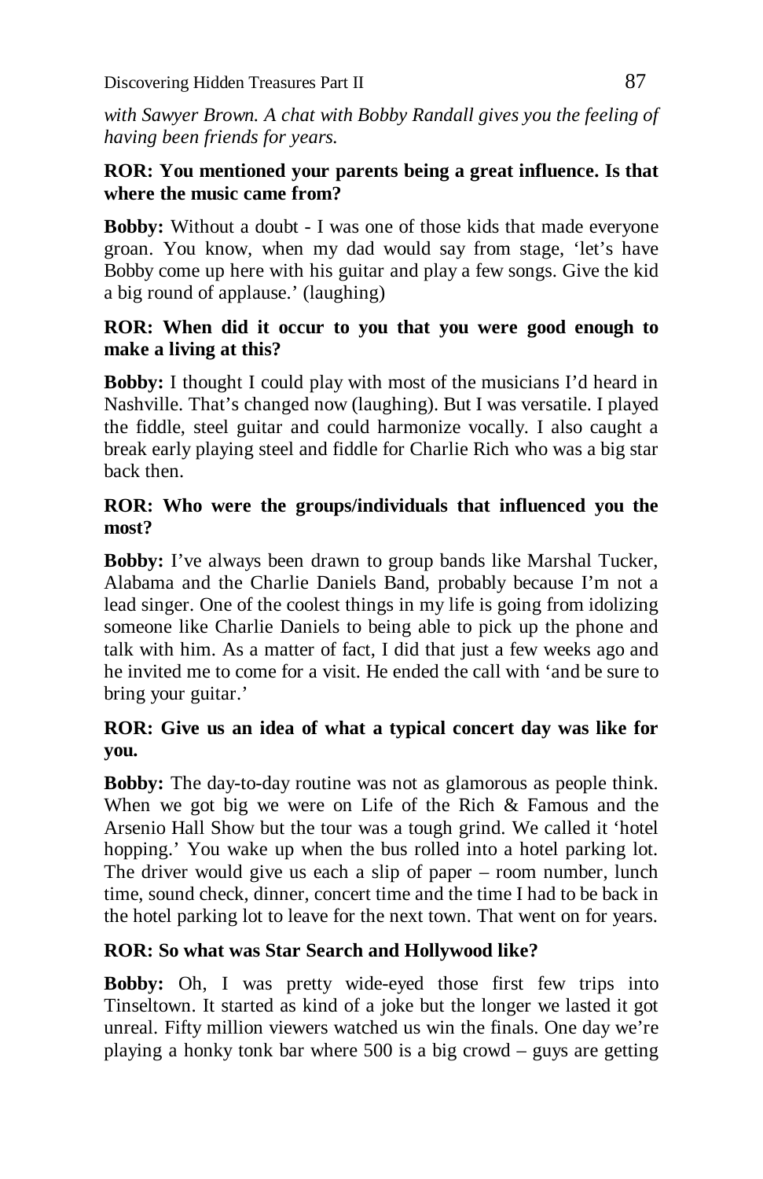*with Sawyer Brown. A chat with Bobby Randall gives you the feeling of having been friends for years.*

**ROR: You mentioned your parents being a great influence. Is that where the music came from?**

**Bobby:** Without a doubt - I was one of those kids that made everyone groan. You know, when my dad would say from stage, 'let's have Bobby come up here with his guitar and play a few songs. Give the kid a big round of applause.' (laughing)

**ROR: When did it occur to you that you were good enough to make a living at this?**

**Bobby:** I thought I could play with most of the musicians I'd heard in Nashville. That's changed now (laughing). But I was versatile. I played the fiddle, steel guitar and could harmonize vocally. I also caught a break early playing steel and fiddle for Charlie Rich who was a big star back then.

**ROR: Who were the groups/individuals that influenced you the most?**

**Bobby:** I've always been drawn to group bands like Marshal Tucker, Alabama and the Charlie Daniels Band, probably because I'm not a lead singer. One of the coolest things in my life is going from idolizing someone like Charlie Daniels to being able to pick up the phone and talk with him. As a matter of fact, I did that just a few weeks ago and he invited me to come for a visit. He ended the call with 'and be sure to bring your guitar.'

**ROR: Give us an idea of what a typical concert day was like for you.**

**Bobby:** The day-to-day routine was not as glamorous as people think. When we got big we were on Life of the Rich & Famous and the Arsenio Hall Show but the tour was a tough grind. We called it 'hotel hopping.' You wake up when the bus rolled into a hotel parking lot. The driver would give us each a slip of paper – room number, lunch time, sound check, dinner, concert time and the time I had to be back in the hotel parking lot to leave for the next town. That went on for years.

**ROR: So what was Star Search and Hollywood like?**

**Bobby:** Oh, I was pretty wide-eyed those first few trips into Tinseltown. It started as kind of a joke but the longer we lasted it got unreal. Fifty million viewers watched us win the finals. One day we're playing a honky tonk bar where 500 is a big crowd – guys are getting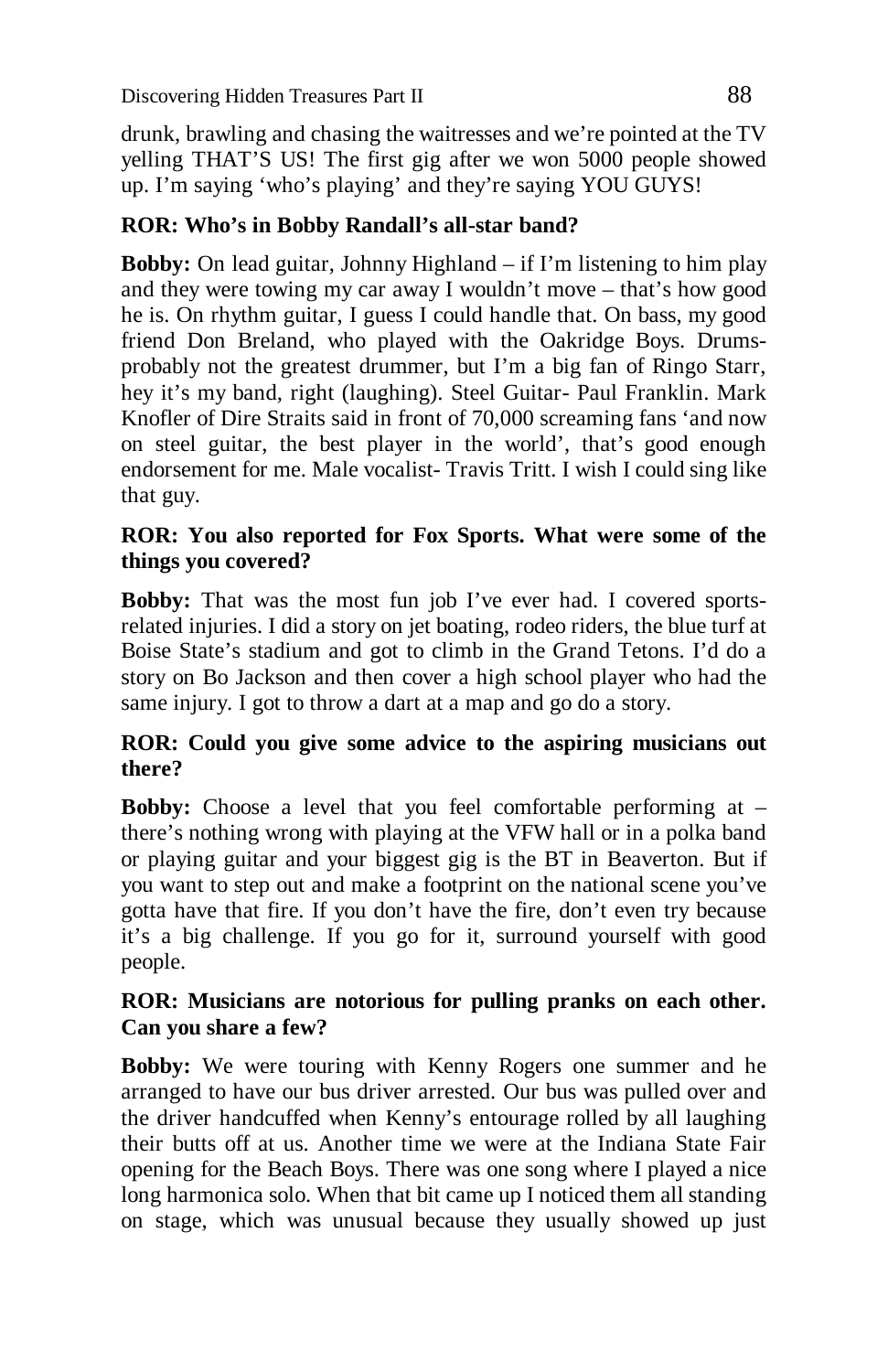drunk, brawling and chasing the waitresses and we're pointed at the TV yelling THAT'S US! The first gig after we won 5000 people showed up. I'm saying 'who's playing' and they're saying YOU GUYS!

**ROR: Who's in Bobby Randall's all-star band?**

**Bobby:** On lead guitar, Johnny Highland – if I'm listening to him play and they were towing my car away I wouldn't move – that's how good he is. On rhythm guitar, I guess I could handle that. On bass, my good friend Don Breland, who played with the Oakridge Boys. Drums- probably not the greatest drummer, but I'm a big fan of Ringo Starr, hey it's my band, right (laughing). Steel Guitar- Paul Franklin. Mark Knofler of Dire Straits said in front of 70,000 screaming fans 'and now on steel guitar, the best player in the world', that's good enough endorsement for me. Male vocalist- Travis Tritt. I wish I could sing like that guy.

**ROR: You also reported for Fox Sports. What were some of the things you covered?**

**Bobby:** That was the most fun job I've ever had. I covered sports-related injuries. I did a story on jet boating, rodeo riders, the blue turf at Boise State's stadium and got to climb in the Grand Tetons. I'd do a story on Bo Jackson and then cover a high school player who had the same injury. I got to throw a dart at a map and go do a story.

**ROR: Could you give some advice to the aspiring musicians out there?**

**Bobby:** Choose a level that you feel comfortable performing at – there's nothing wrong with playing at the VFW hall or in a polka band or playing guitar and your biggest gig is the BT in Beaverton. But if you want to step out and make a footprint on the national scene you've gotta have that fire. If you don't have the fire, don't even try because it's a big challenge. If you go for it, surround yourself with good people.

**ROR: Musicians are notorious for pulling pranks on each other. Can you share a few?**

**Bobby:** We were touring with Kenny Rogers one summer and he arranged to have our bus driver arrested. Our bus was pulled over and the driver handcuffed when Kenny's entourage rolled by all laughing their butts off at us. Another time we were at the Indiana State Fair opening for the Beach Boys. There was one song where I played a nice long harmonica solo. When that bit came up I noticed them all standing on stage, which was unusual because they usually showed up just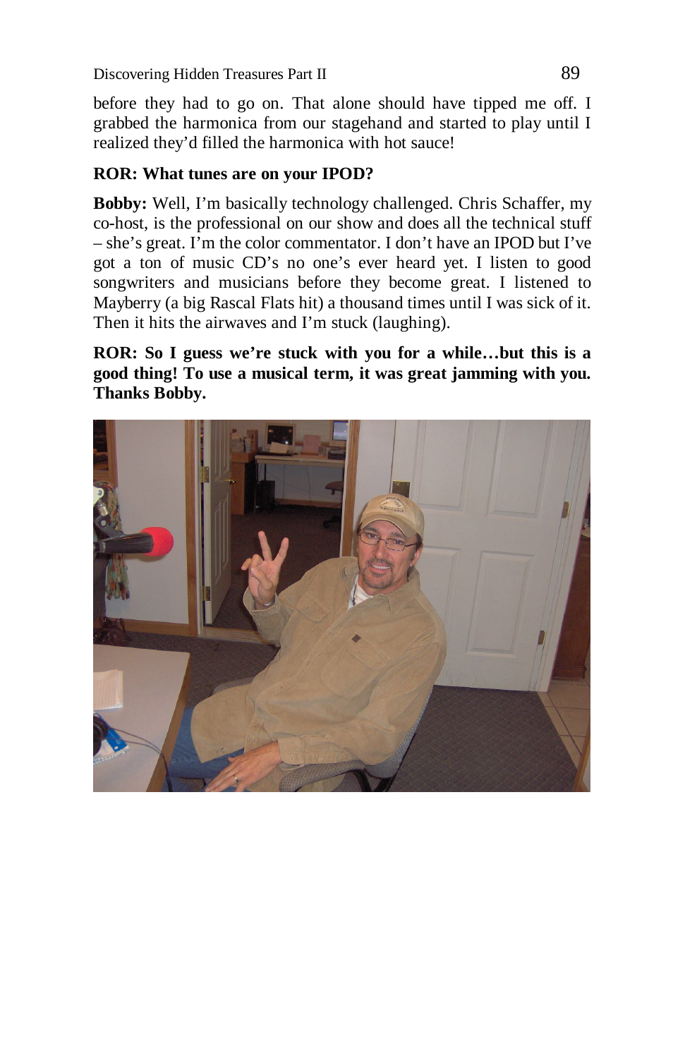before they had to go on. That alone should have tipped me off. I grabbed the harmonica from our stagehand and started to play until I realized they'd filled the harmonica with hot sauce!

**ROR: What tunes are on your IPOD?**

**Bobby:** Well, I'm basically technology challenged. Chris Schaffer, my co-host, is the professional on our show and does all the technical stuff – she's great. I'm the color commentator. I don't have an IPOD but I've got a ton of music CD's no one's ever heard yet. I listen to good songwriters and musicians before they become great. I listened to Mayberry (a big Rascal Flats hit) a thousand times until I was sick of it. Then it hits the airwaves and I'm stuck (laughing).

**ROR: So I guess we're stuck with you for a while…but this is a good thing! To use a musical term, it was great jamming with you. Thanks Bobby.**